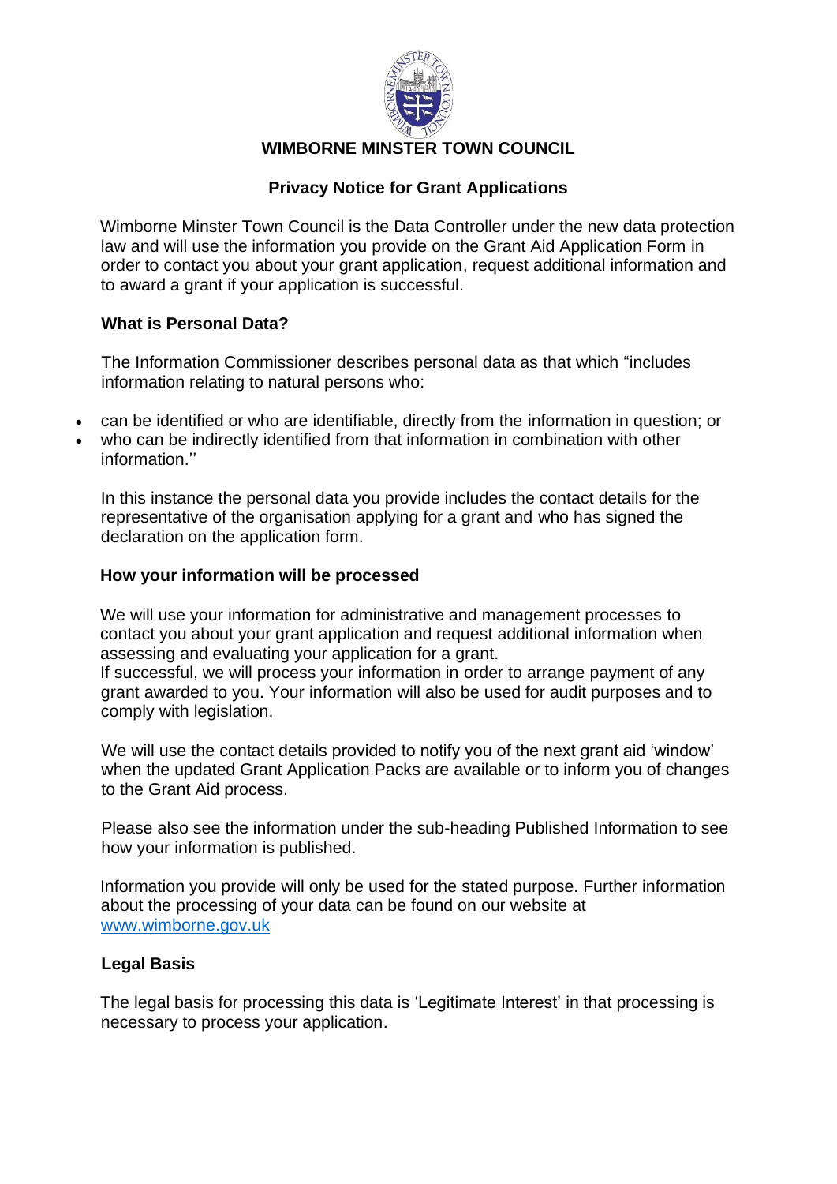# WIMBORNE MINSTER TOWN COUNCIL

## Privacy Notice for Grant Applications

Wimborne Minster Town Council is the Data Controller under the new data protection law and will use the information you provide on the Grant Aid Application Form in order to contact you about your grant application, request additional information and to award a grant if your application is successful.

### What is Personal Data?

The Information Commissioner describes personal data as that which "includes information relating to natural persons who:

- can be identified or who are identifiable, directly from the information in question; or
- who can be indirectly identified from that information in combination with other information.''

In this instance the personal data you provide includes the contact details for the representative of the organisation applying for a grant and who has signed the declaration on the application form.

### How your information will be processed

We will use your information for administrative and management processes to contact you about your grant application and request additional information when assessing and evaluating your application for a grant.
If successful, we will process your information in order to arrange payment of any grant awarded to you. Your information will also be used for audit purposes and to comply with legislation.

We will use the contact details provided to notify you of the next grant aid 'window' when the updated Grant Application Packs are available or to inform you of changes to the Grant Aid process.

Please also see the information under the sub-heading Published Information to see how your information is published.

Information you provide will only be used for the stated purpose. Further information about the processing of your data can be found on our website at [www.wimborne.gov.uk](www.wimborne.gov.uk)

### Legal Basis

The legal basis for processing this data is 'Legitimate Interest' in that processing is necessary to process your application.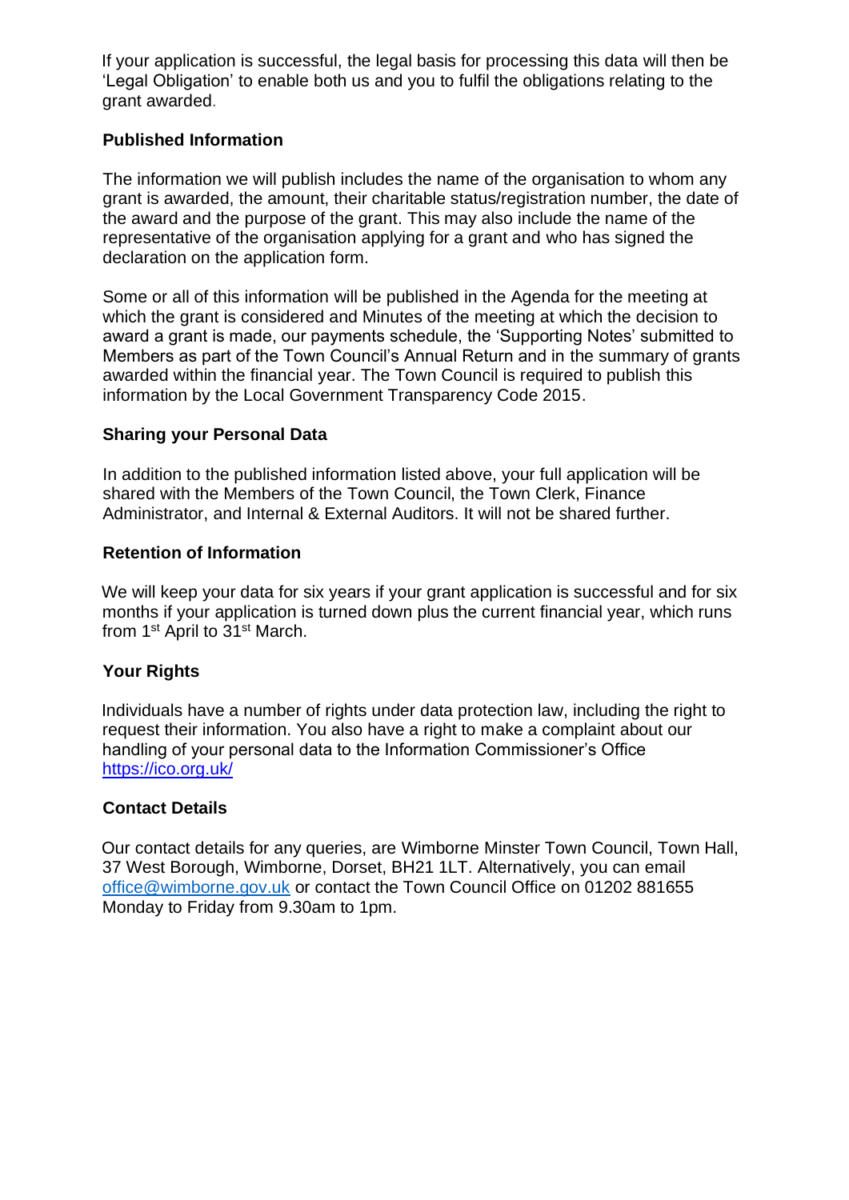If your application is successful, the legal basis for processing this data will then be 'Legal Obligation' to enable both us and you to fulfil the obligations relating to the grant awarded.

**Published Information**

The information we will publish includes the name of the organisation to whom any grant is awarded, the amount, their charitable status/registration number, the date of the award and the purpose of the grant. This may also include the name of the representative of the organisation applying for a grant and who has signed the declaration on the application form.

Some or all of this information will be published in the Agenda for the meeting at which the grant is considered and Minutes of the meeting at which the decision to award a grant is made, our payments schedule, the 'Supporting Notes' submitted to Members as part of the Town Council's Annual Return and in the summary of grants awarded within the financial year. The Town Council is required to publish this information by the Local Government Transparency Code 2015.

**Sharing your Personal Data**

In addition to the published information listed above, your full application will be shared with the Members of the Town Council, the Town Clerk, Finance Administrator, and Internal & External Auditors. It will not be shared further.

**Retention of Information**

We will keep your data for six years if your grant application is successful and for six months if your application is turned down plus the current financial year, which runs from 1st April to 31st March.

**Your Rights**

Individuals have a number of rights under data protection law, including the right to request their information. You also have a right to make a complaint about our handling of your personal data to the Information Commissioner's Office https://ico.org.uk/

**Contact Details**

Our contact details for any queries, are Wimborne Minster Town Council, Town Hall, 37 West Borough, Wimborne, Dorset, BH21 1LT. Alternatively, you can email office@wimborne.gov.uk or contact the Town Council Office on 01202 881655 Monday to Friday from 9.30am to 1pm.